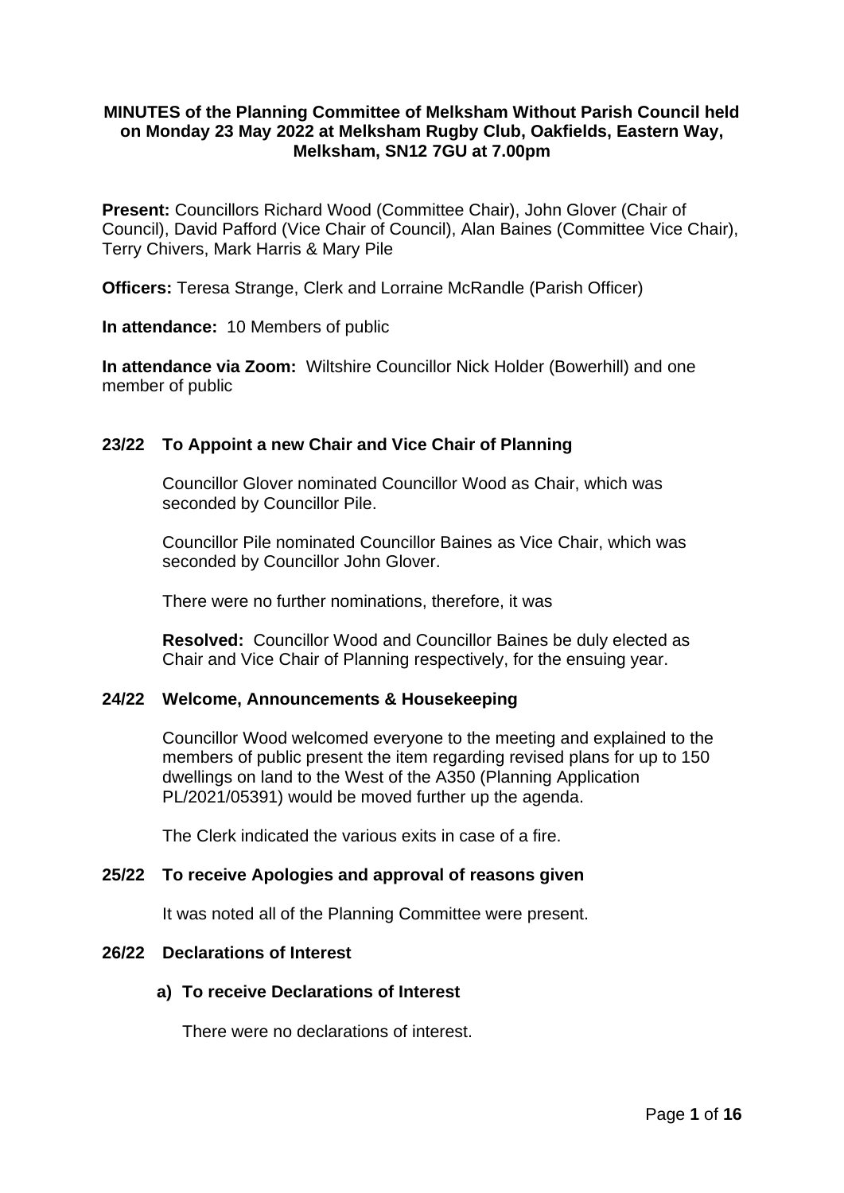**MINUTES of the Planning Committee of Melksham Without Parish Council held on Monday 23 May 2022 at Melksham Rugby Club, Oakfields, Eastern Way, Melksham, SN12 7GU at 7.00pm**

**Present:** Councillors Richard Wood (Committee Chair), John Glover (Chair of Council), David Pafford (Vice Chair of Council), Alan Baines (Committee Vice Chair), Terry Chivers, Mark Harris & Mary Pile

**Officers:** Teresa Strange, Clerk and Lorraine McRandle (Parish Officer)

**In attendance:** 10 Members of public

**In attendance via Zoom:** Wiltshire Councillor Nick Holder (Bowerhill) and one member of public

## 23/22 To Appoint a new Chair and Vice Chair of Planning

Councillor Glover nominated Councillor Wood as Chair, which was seconded by Councillor Pile.

Councillor Pile nominated Councillor Baines as Vice Chair, which was seconded by Councillor John Glover.

There were no further nominations, therefore, it was

**Resolved:** Councillor Wood and Councillor Baines be duly elected as Chair and Vice Chair of Planning respectively, for the ensuing year.

## 24/22 Welcome, Announcements & Housekeeping

Councillor Wood welcomed everyone to the meeting and explained to the members of public present the item regarding revised plans for up to 150 dwellings on land to the West of the A350 (Planning Application PL/2021/05391) would be moved further up the agenda.

The Clerk indicated the various exits in case of a fire.

## 25/22 To receive Apologies and approval of reasons given

It was noted all of the Planning Committee were present.

## 26/22 Declarations of Interest

### a) To receive Declarations of Interest

There were no declarations of interest.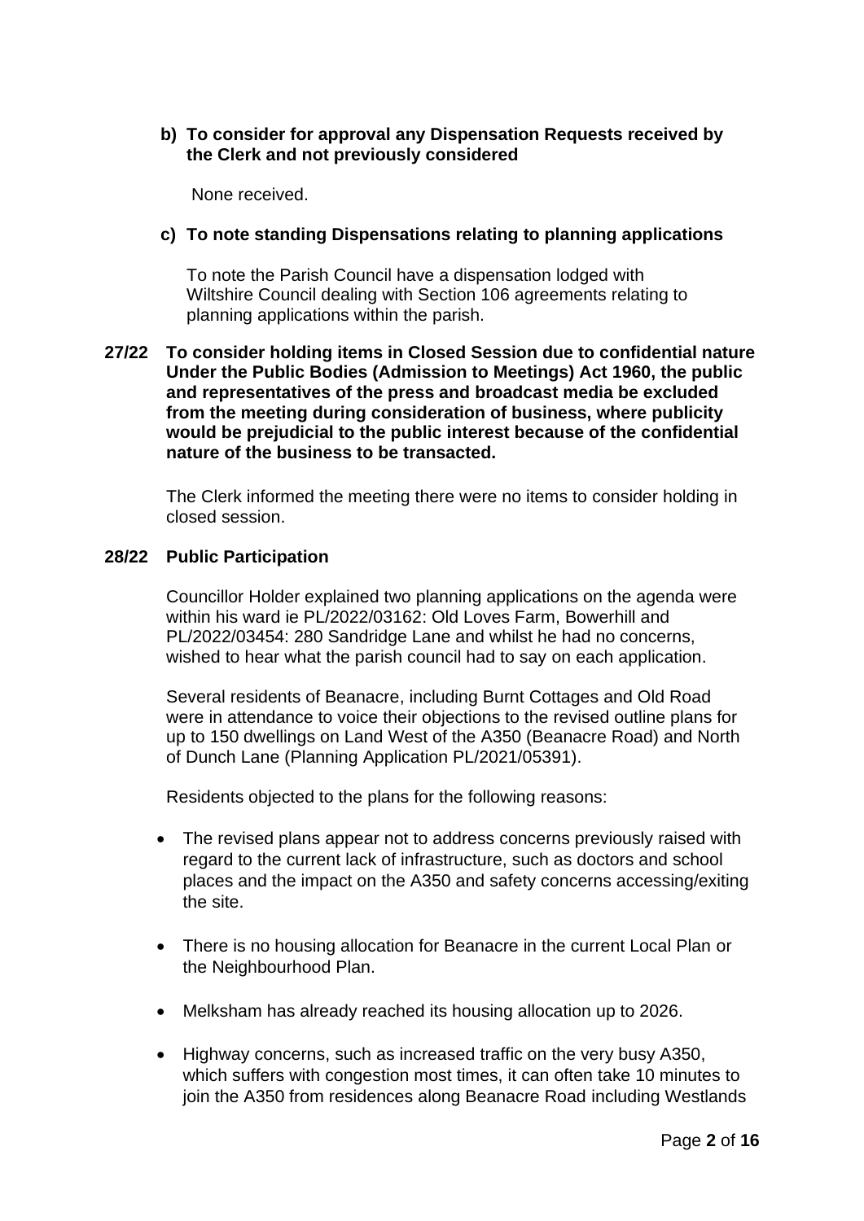**b) To consider for approval any Dispensation Requests received by the Clerk and not previously considered**

None received.

**c) To note standing Dispensations relating to planning applications**

To note the Parish Council have a dispensation lodged with Wiltshire Council dealing with Section 106 agreements relating to planning applications within the parish.

**27/22 To consider holding items in Closed Session due to confidential nature Under the Public Bodies (Admission to Meetings) Act 1960, the public and representatives of the press and broadcast media be excluded from the meeting during consideration of business, where publicity would be prejudicial to the public interest because of the confidential nature of the business to be transacted.**

The Clerk informed the meeting there were no items to consider holding in closed session.

**28/22 Public Participation**

Councillor Holder explained two planning applications on the agenda were within his ward ie PL/2022/03162: Old Loves Farm, Bowerhill and PL/2022/03454: 280 Sandridge Lane and whilst he had no concerns, wished to hear what the parish council had to say on each application.

Several residents of Beanacre, including Burnt Cottages and Old Road were in attendance to voice their objections to the revised outline plans for up to 150 dwellings on Land West of the A350 (Beanacre Road) and North of Dunch Lane (Planning Application PL/2021/05391).

Residents objected to the plans for the following reasons:

- The revised plans appear not to address concerns previously raised with regard to the current lack of infrastructure, such as doctors and school places and the impact on the A350 and safety concerns accessing/exiting the site.
- There is no housing allocation for Beanacre in the current Local Plan or the Neighbourhood Plan.
- Melksham has already reached its housing allocation up to 2026.
- Highway concerns, such as increased traffic on the very busy A350, which suffers with congestion most times, it can often take 10 minutes to join the A350 from residences along Beanacre Road including Westlands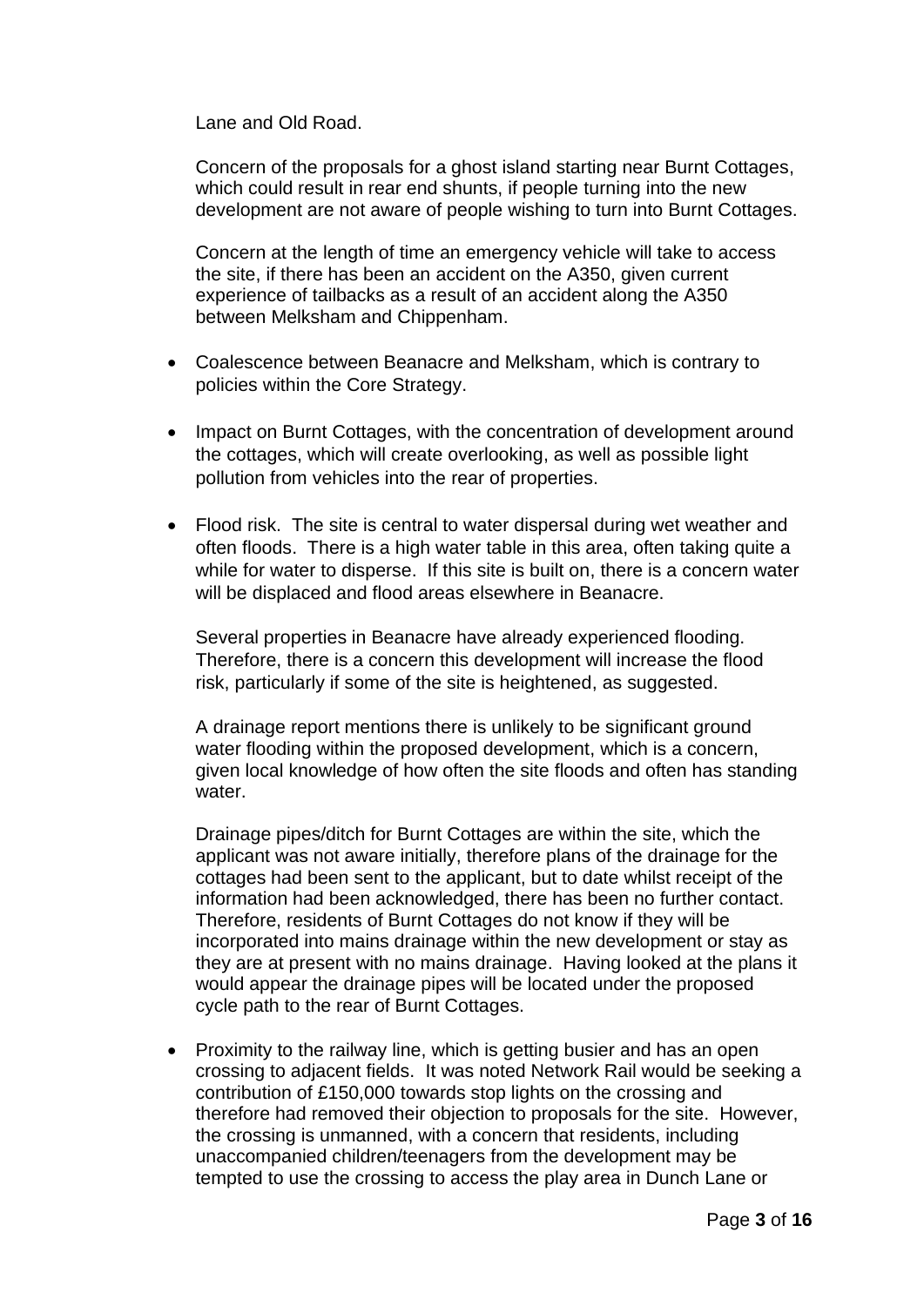Lane and Old Road.

Concern of the proposals for a ghost island starting near Burnt Cottages, which could result in rear end shunts, if people turning into the new development are not aware of people wishing to turn into Burnt Cottages.

Concern at the length of time an emergency vehicle will take to access the site, if there has been an accident on the A350, given current experience of tailbacks as a result of an accident along the A350 between Melksham and Chippenham.

- Coalescence between Beanacre and Melksham, which is contrary to policies within the Core Strategy.

- Impact on Burnt Cottages, with the concentration of development around the cottages, which will create overlooking, as well as possible light pollution from vehicles into the rear of properties.

- Flood risk. The site is central to water dispersal during wet weather and often floods. There is a high water table in this area, often taking quite a while for water to disperse. If this site is built on, there is a concern water will be displaced and flood areas elsewhere in Beanacre.

  Several properties in Beanacre have already experienced flooding. Therefore, there is a concern this development will increase the flood risk, particularly if some of the site is heightened, as suggested.

  A drainage report mentions there is unlikely to be significant ground water flooding within the proposed development, which is a concern, given local knowledge of how often the site floods and often has standing water.

  Drainage pipes/ditch for Burnt Cottages are within the site, which the applicant was not aware initially, therefore plans of the drainage for the cottages had been sent to the applicant, but to date whilst receipt of the information had been acknowledged, there has been no further contact. Therefore, residents of Burnt Cottages do not know if they will be incorporated into mains drainage within the new development or stay as they are at present with no mains drainage. Having looked at the plans it would appear the drainage pipes will be located under the proposed cycle path to the rear of Burnt Cottages.

- Proximity to the railway line, which is getting busier and has an open crossing to adjacent fields. It was noted Network Rail would be seeking a contribution of £150,000 towards stop lights on the crossing and therefore had removed their objection to proposals for the site. However, the crossing is unmanned, with a concern that residents, including unaccompanied children/teenagers from the development may be tempted to use the crossing to access the play area in Dunch Lane or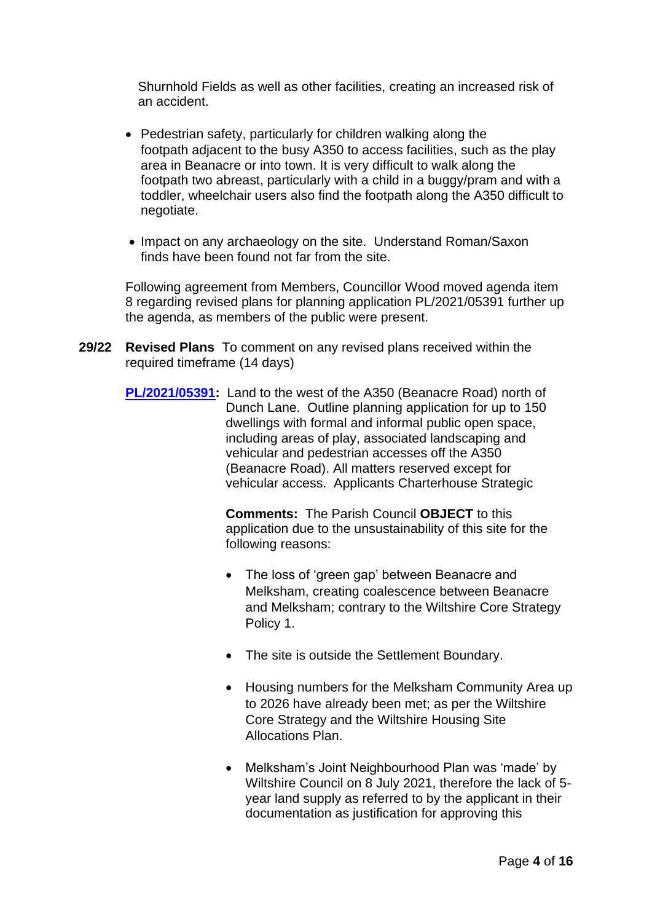Shurnhold Fields as well as other facilities, creating an increased risk of an accident.

- Pedestrian safety, particularly for children walking along the footpath adjacent to the busy A350 to access facilities, such as the play area in Beanacre or into town. It is very difficult to walk along the footpath two abreast, particularly with a child in a buggy/pram and with a toddler, wheelchair users also find the footpath along the A350 difficult to negotiate.

- Impact on any archaeology on the site. Understand Roman/Saxon finds have been found not far from the site.

Following agreement from Members, Councillor Wood moved agenda item 8 regarding revised plans for planning application PL/2021/05391 further up the agenda, as members of the public were present.

**29/22** **Revised Plans** To comment on any revised plans received within the required timeframe (14 days)

**PL/2021/05391:** Land to the west of the A350 (Beanacre Road) north of Dunch Lane. Outline planning application for up to 150 dwellings with formal and informal public open space, including areas of play, associated landscaping and vehicular and pedestrian accesses off the A350 (Beanacre Road). All matters reserved except for vehicular access. Applicants Charterhouse Strategic

**Comments:** The Parish Council **OBJECT** to this application due to the unsustainability of this site for the following reasons:

- The loss of 'green gap' between Beanacre and Melksham, creating coalescence between Beanacre and Melksham; contrary to the Wiltshire Core Strategy Policy 1.

- The site is outside the Settlement Boundary.

- Housing numbers for the Melksham Community Area up to 2026 have already been met; as per the Wiltshire Core Strategy and the Wiltshire Housing Site Allocations Plan.

- Melksham's Joint Neighbourhood Plan was 'made' by Wiltshire Council on 8 July 2021, therefore the lack of 5-year land supply as referred to by the applicant in their documentation as justification for approving this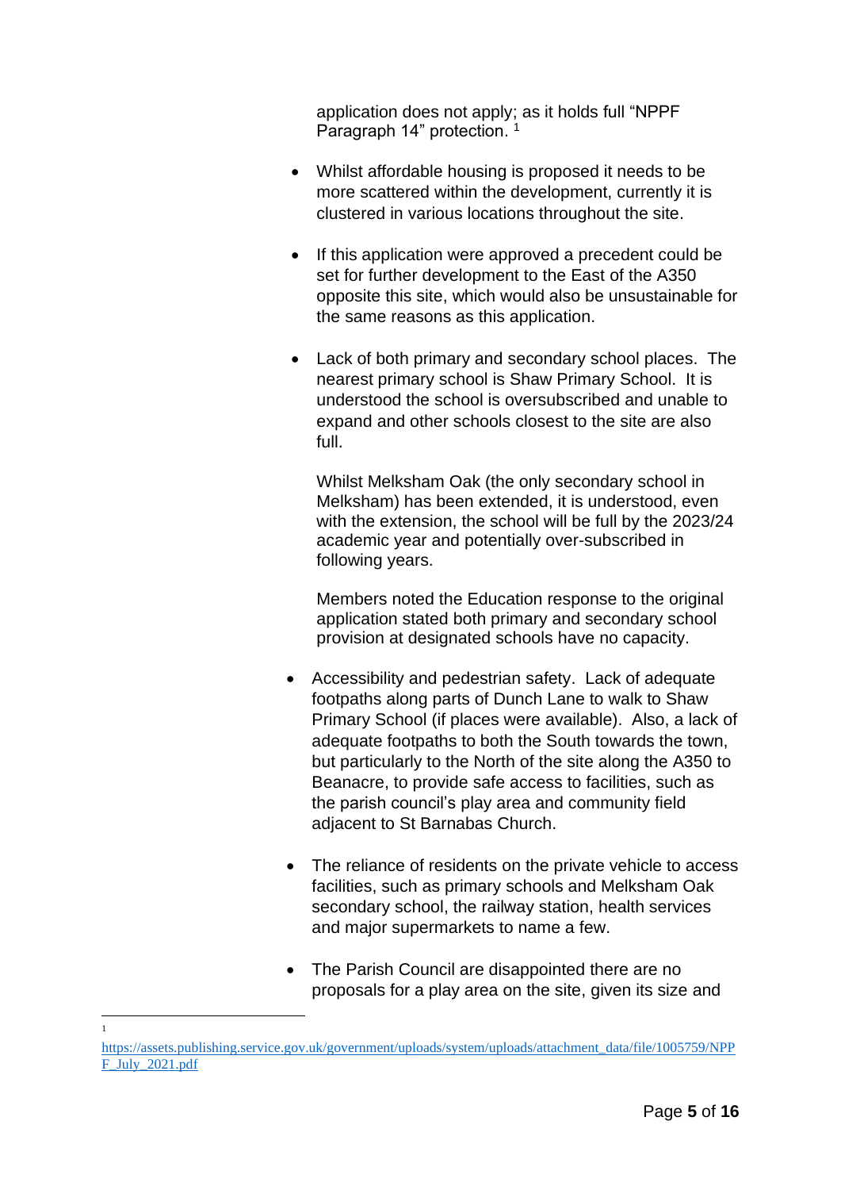application does not apply; as it holds full “NPPF Paragraph 14” protection. [1]

- Whilst affordable housing is proposed it needs to be more scattered within the development, currently it is clustered in various locations throughout the site.

- If this application were approved a precedent could be set for further development to the East of the A350 opposite this site, which would also be unsustainable for the same reasons as this application.

- Lack of both primary and secondary school places. The nearest primary school is Shaw Primary School. It is understood the school is oversubscribed and unable to expand and other schools closest to the site are also full.

  Whilst Melksham Oak (the only secondary school in Melksham) has been extended, it is understood, even with the extension, the school will be full by the 2023/24 academic year and potentially over-subscribed in following years.

  Members noted the Education response to the original application stated both primary and secondary school provision at designated schools have no capacity.

- Accessibility and pedestrian safety. Lack of adequate footpaths along parts of Dunch Lane to walk to Shaw Primary School (if places were available). Also, a lack of adequate footpaths to both the South towards the town, but particularly to the North of the site along the A350 to Beanacre, to provide safe access to facilities, such as the parish council’s play area and community field adjacent to St Barnabas Church.

- The reliance of residents on the private vehicle to access facilities, such as primary schools and Melksham Oak secondary school, the railway station, health services and major supermarkets to name a few.

- The Parish Council are disappointed there are no proposals for a play area on the site, given its size and

---

[1] https://assets.publishing.service.gov.uk/government/uploads/system/uploads/attachment_data/file/1005759/NPPF_July_2021.pdf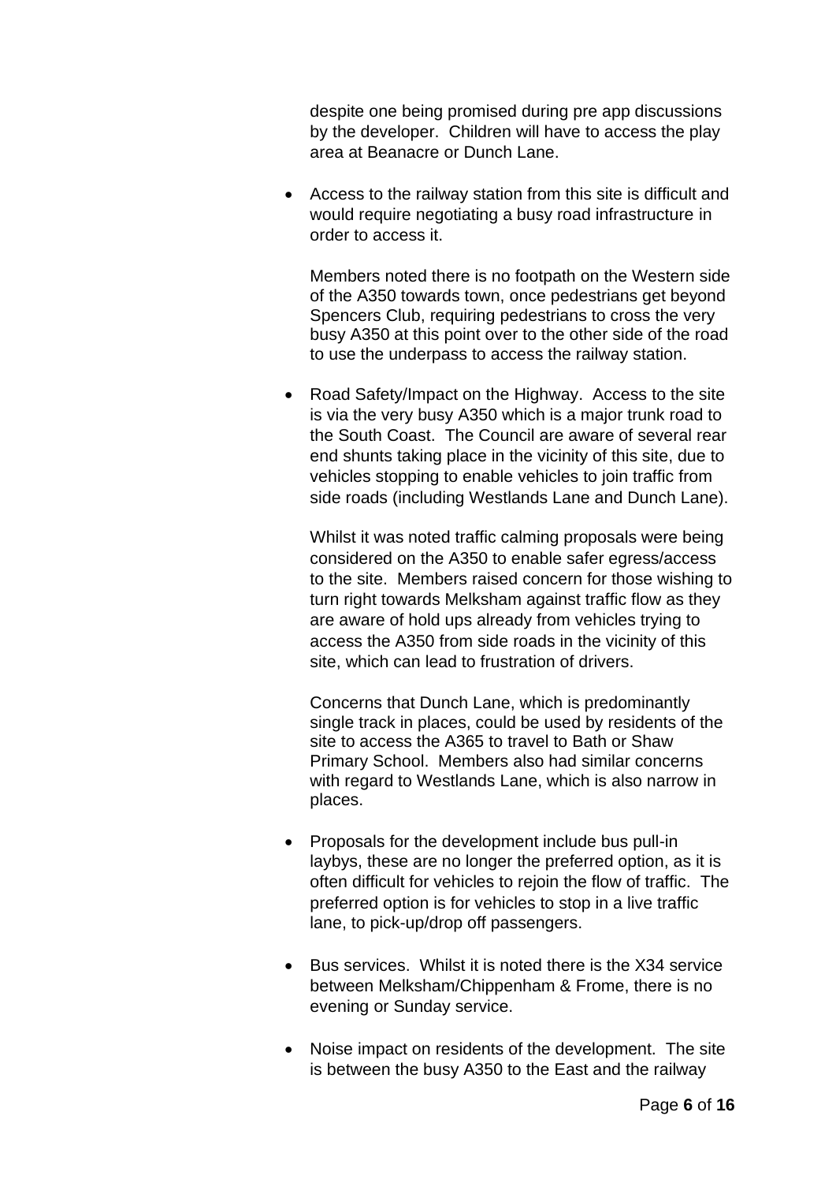despite one being promised during pre app discussions by the developer. Children will have to access the play area at Beanacre or Dunch Lane.

- Access to the railway station from this site is difficult and would require negotiating a busy road infrastructure in order to access it.

  Members noted there is no footpath on the Western side of the A350 towards town, once pedestrians get beyond Spencers Club, requiring pedestrians to cross the very busy A350 at this point over to the other side of the road to use the underpass to access the railway station.

- Road Safety/Impact on the Highway. Access to the site is via the very busy A350 which is a major trunk road to the South Coast. The Council are aware of several rear end shunts taking place in the vicinity of this site, due to vehicles stopping to enable vehicles to join traffic from side roads (including Westlands Lane and Dunch Lane).

  Whilst it was noted traffic calming proposals were being considered on the A350 to enable safer egress/access to the site. Members raised concern for those wishing to turn right towards Melksham against traffic flow as they are aware of hold ups already from vehicles trying to access the A350 from side roads in the vicinity of this site, which can lead to frustration of drivers.

  Concerns that Dunch Lane, which is predominantly single track in places, could be used by residents of the site to access the A365 to travel to Bath or Shaw Primary School. Members also had similar concerns with regard to Westlands Lane, which is also narrow in places.

- Proposals for the development include bus pull-in laybys, these are no longer the preferred option, as it is often difficult for vehicles to rejoin the flow of traffic. The preferred option is for vehicles to stop in a live traffic lane, to pick-up/drop off passengers.

- Bus services. Whilst it is noted there is the X34 service between Melksham/Chippenham & Frome, there is no evening or Sunday service.

- Noise impact on residents of the development. The site is between the busy A350 to the East and the railway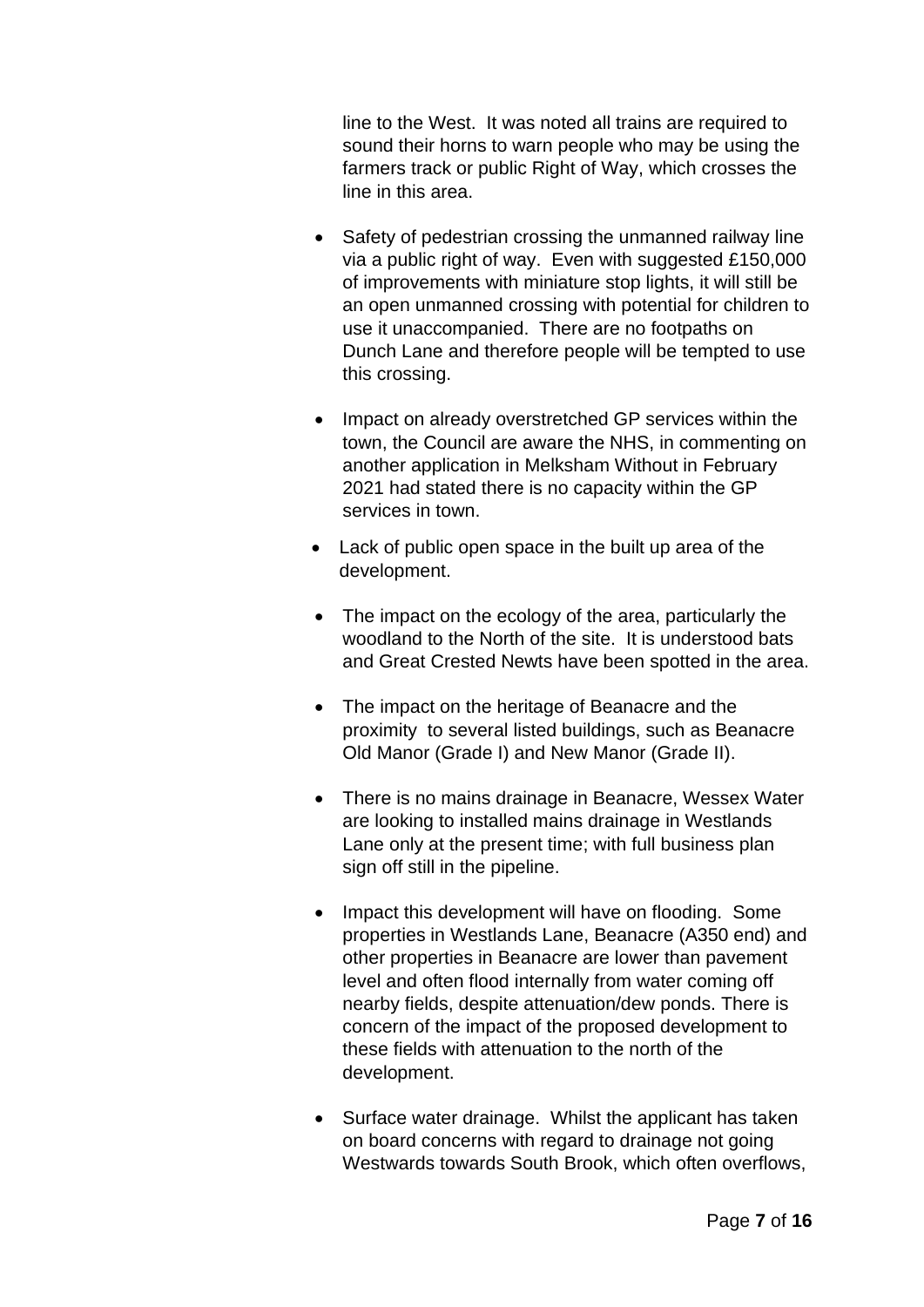line to the West. It was noted all trains are required to sound their horns to warn people who may be using the farmers track or public Right of Way, which crosses the line in this area.

- Safety of pedestrian crossing the unmanned railway line via a public right of way. Even with suggested £150,000 of improvements with miniature stop lights, it will still be an open unmanned crossing with potential for children to use it unaccompanied. There are no footpaths on Dunch Lane and therefore people will be tempted to use this crossing.

- Impact on already overstretched GP services within the town, the Council are aware the NHS, in commenting on another application in Melksham Without in February 2021 had stated there is no capacity within the GP services in town.

- Lack of public open space in the built up area of the development.

- The impact on the ecology of the area, particularly the woodland to the North of the site. It is understood bats and Great Crested Newts have been spotted in the area.

- The impact on the heritage of Beanacre and the proximity to several listed buildings, such as Beanacre Old Manor (Grade I) and New Manor (Grade II).

- There is no mains drainage in Beanacre, Wessex Water are looking to installed mains drainage in Westlands Lane only at the present time; with full business plan sign off still in the pipeline.

- Impact this development will have on flooding. Some properties in Westlands Lane, Beanacre (A350 end) and other properties in Beanacre are lower than pavement level and often flood internally from water coming off nearby fields, despite attenuation/dew ponds. There is concern of the impact of the proposed development to these fields with attenuation to the north of the development.

- Surface water drainage. Whilst the applicant has taken on board concerns with regard to drainage not going Westwards towards South Brook, which often overflows,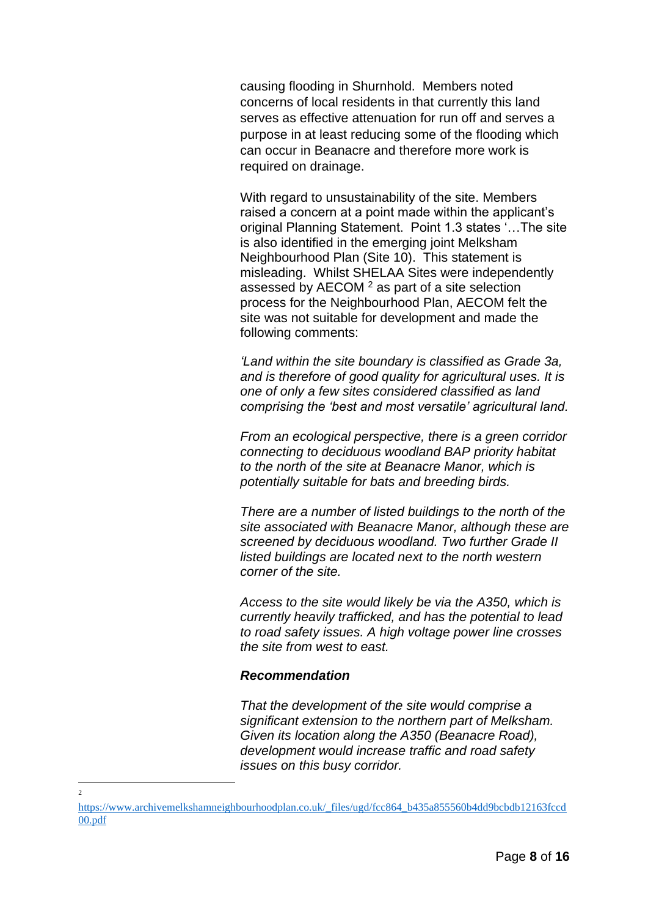causing flooding in Shurnhold. Members noted concerns of local residents in that currently this land serves as effective attenuation for run off and serves a purpose in at least reducing some of the flooding which can occur in Beanacre and therefore more work is required on drainage.

With regard to unsustainability of the site. Members raised a concern at a point made within the applicant's original Planning Statement. Point 1.3 states '…The site is also identified in the emerging joint Melksham Neighbourhood Plan (Site 10). This statement is misleading. Whilst SHELAA Sites were independently assessed by AECOM [2] as part of a site selection process for the Neighbourhood Plan, AECOM felt the site was not suitable for development and made the following comments:

*'Land within the site boundary is classified as Grade 3a, and is therefore of good quality for agricultural uses. It is one of only a few sites considered classified as land comprising the 'best and most versatile' agricultural land.*

*From an ecological perspective, there is a green corridor connecting to deciduous woodland BAP priority habitat to the north of the site at Beanacre Manor, which is potentially suitable for bats and breeding birds.*

*There are a number of listed buildings to the north of the site associated with Beanacre Manor, although these are screened by deciduous woodland. Two further Grade II listed buildings are located next to the north western corner of the site.*

*Access to the site would likely be via the A350, which is currently heavily trafficked, and has the potential to lead to road safety issues. A high voltage power line crosses the site from west to east.*

***Recommendation***

*That the development of the site would comprise a significant extension to the northern part of Melksham. Given its location along the A350 (Beanacre Road), development would increase traffic and road safety issues on this busy corridor.*

---

[2] https://www.archivemelkshamneighbourhoodplan.co.uk/_files/ugd/fcc864_b435a855560b4dd9bcbdb12163fccd00.pdf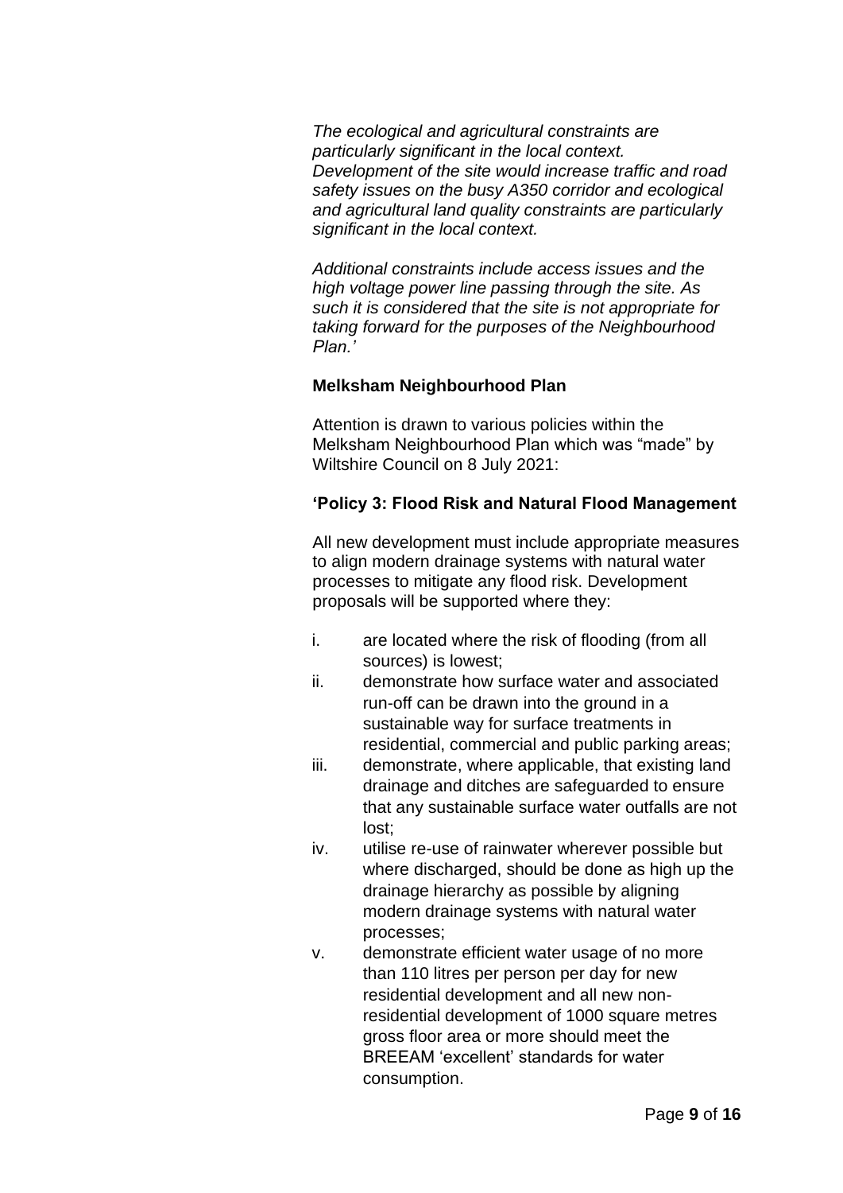*The ecological and agricultural constraints are particularly significant in the local context. Development of the site would increase traffic and road safety issues on the busy A350 corridor and ecological and agricultural land quality constraints are particularly significant in the local context.*

*Additional constraints include access issues and the high voltage power line passing through the site. As such it is considered that the site is not appropriate for taking forward for the purposes of the Neighbourhood Plan.'*

**Melksham Neighbourhood Plan**

Attention is drawn to various policies within the Melksham Neighbourhood Plan which was "made" by Wiltshire Council on 8 July 2021:

**'Policy 3: Flood Risk and Natural Flood Management**

All new development must include appropriate measures to align modern drainage systems with natural water processes to mitigate any flood risk. Development proposals will be supported where they:

i. are located where the risk of flooding (from all sources) is lowest;
ii. demonstrate how surface water and associated run-off can be drawn into the ground in a sustainable way for surface treatments in residential, commercial and public parking areas;
iii. demonstrate, where applicable, that existing land drainage and ditches are safeguarded to ensure that any sustainable surface water outfalls are not lost;
iv. utilise re-use of rainwater wherever possible but where discharged, should be done as high up the drainage hierarchy as possible by aligning modern drainage systems with natural water processes;
v. demonstrate efficient water usage of no more than 110 litres per person per day for new residential development and all new non-residential development of 1000 square metres gross floor area or more should meet the BREEAM 'excellent' standards for water consumption.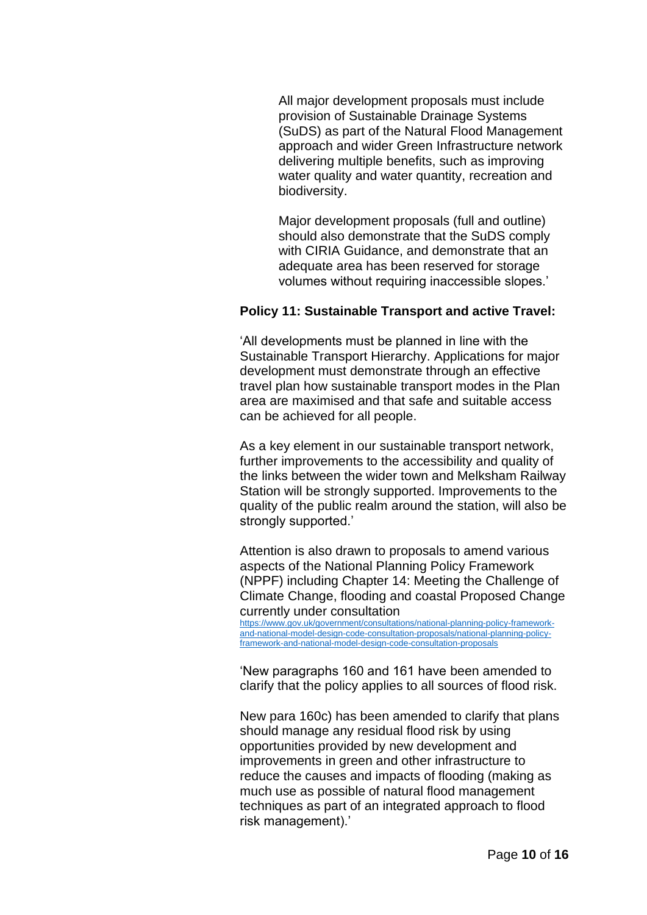All major development proposals must include provision of Sustainable Drainage Systems (SuDS) as part of the Natural Flood Management approach and wider Green Infrastructure network delivering multiple benefits, such as improving water quality and water quantity, recreation and biodiversity.

Major development proposals (full and outline) should also demonstrate that the SuDS comply with CIRIA Guidance, and demonstrate that an adequate area has been reserved for storage volumes without requiring inaccessible slopes.'

**Policy 11: Sustainable Transport and active Travel:**

'All developments must be planned in line with the Sustainable Transport Hierarchy. Applications for major development must demonstrate through an effective travel plan how sustainable transport modes in the Plan area are maximised and that safe and suitable access can be achieved for all people.

As a key element in our sustainable transport network, further improvements to the accessibility and quality of the links between the wider town and Melksham Railway Station will be strongly supported. Improvements to the quality of the public realm around the station, will also be strongly supported.'

Attention is also drawn to proposals to amend various aspects of the National Planning Policy Framework (NPPF) including Chapter 14: Meeting the Challenge of Climate Change, flooding and coastal Proposed Change currently under consultation https://www.gov.uk/government/consultations/national-planning-policy-framework-and-national-model-design-code-consultation-proposals/national-planning-policy-framework-and-national-model-design-code-consultation-proposals

'New paragraphs 160 and 161 have been amended to clarify that the policy applies to all sources of flood risk.

New para 160c) has been amended to clarify that plans should manage any residual flood risk by using opportunities provided by new development and improvements in green and other infrastructure to reduce the causes and impacts of flooding (making as much use as possible of natural flood management techniques as part of an integrated approach to flood risk management).'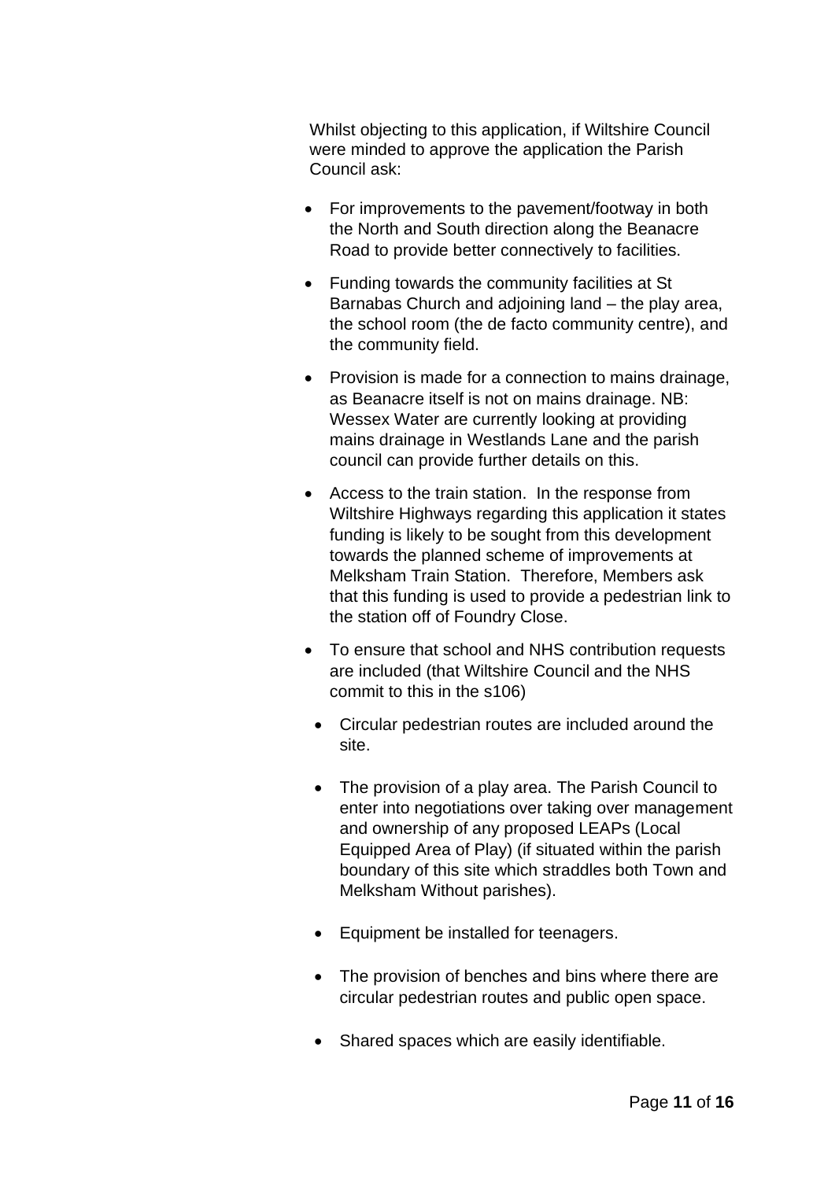Whilst objecting to this application, if Wiltshire Council were minded to approve the application the Parish Council ask:

- For improvements to the pavement/footway in both the North and South direction along the Beanacre Road to provide better connectively to facilities.
- Funding towards the community facilities at St Barnabas Church and adjoining land – the play area, the school room (the de facto community centre), and the community field.
- Provision is made for a connection to mains drainage, as Beanacre itself is not on mains drainage. NB: Wessex Water are currently looking at providing mains drainage in Westlands Lane and the parish council can provide further details on this.
- Access to the train station. In the response from Wiltshire Highways regarding this application it states funding is likely to be sought from this development towards the planned scheme of improvements at Melksham Train Station. Therefore, Members ask that this funding is used to provide a pedestrian link to the station off of Foundry Close.
- To ensure that school and NHS contribution requests are included (that Wiltshire Council and the NHS commit to this in the s106)
- Circular pedestrian routes are included around the site.
- The provision of a play area. The Parish Council to enter into negotiations over taking over management and ownership of any proposed LEAPs (Local Equipped Area of Play) (if situated within the parish boundary of this site which straddles both Town and Melksham Without parishes).
- Equipment be installed for teenagers.
- The provision of benches and bins where there are circular pedestrian routes and public open space.
- Shared spaces which are easily identifiable.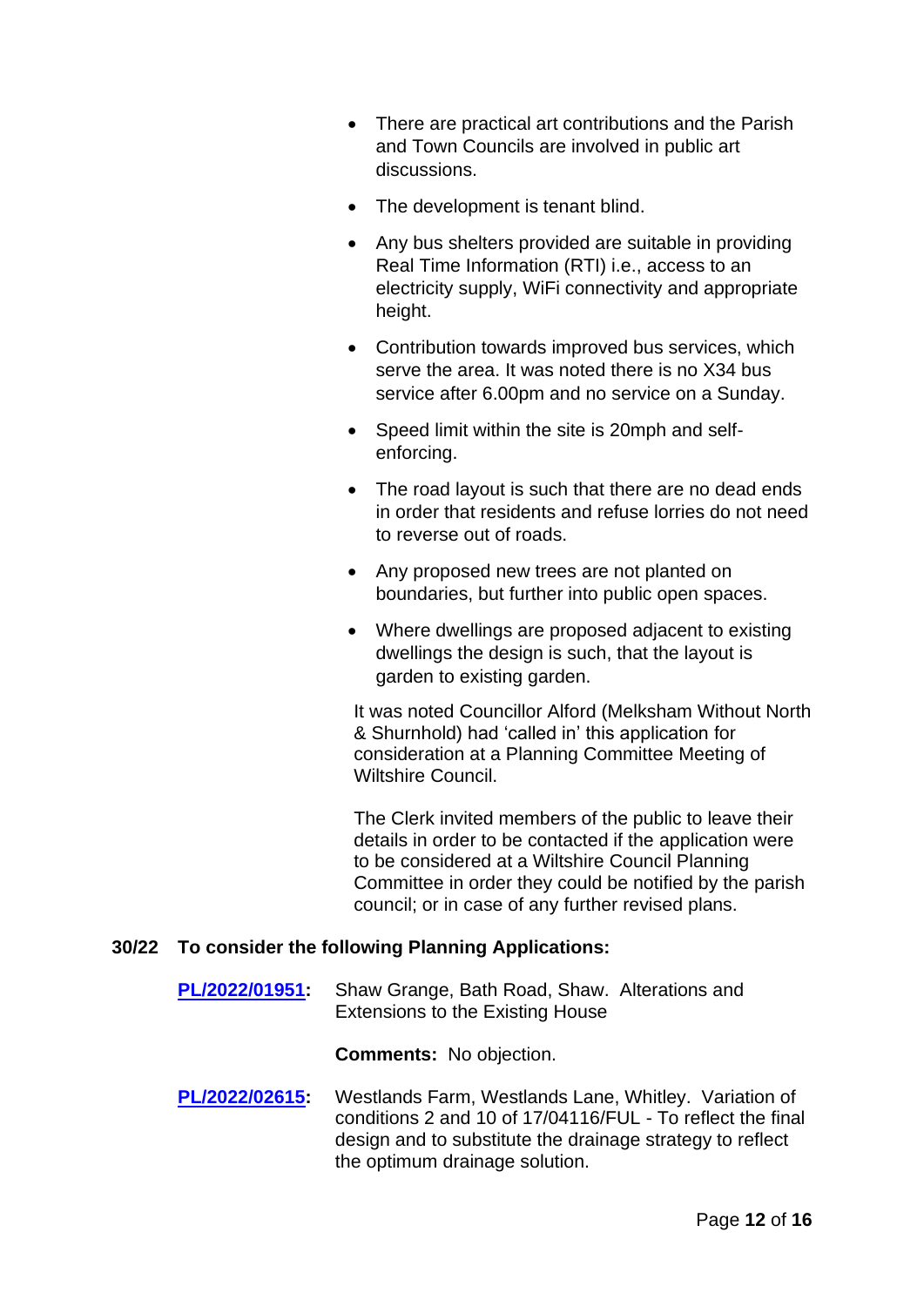- There are practical art contributions and the Parish and Town Councils are involved in public art discussions.
- The development is tenant blind.
- Any bus shelters provided are suitable in providing Real Time Information (RTI) i.e., access to an electricity supply, WiFi connectivity and appropriate height.
- Contribution towards improved bus services, which serve the area. It was noted there is no X34 bus service after 6.00pm and no service on a Sunday.
- Speed limit within the site is 20mph and self-enforcing.
- The road layout is such that there are no dead ends in order that residents and refuse lorries do not need to reverse out of roads.
- Any proposed new trees are not planted on boundaries, but further into public open spaces.
- Where dwellings are proposed adjacent to existing dwellings the design is such, that the layout is garden to existing garden.

It was noted Councillor Alford (Melksham Without North & Shurnhold) had 'called in' this application for consideration at a Planning Committee Meeting of Wiltshire Council.

The Clerk invited members of the public to leave their details in order to be contacted if the application were to be considered at a Wiltshire Council Planning Committee in order they could be notified by the parish council; or in case of any further revised plans.

**30/22 To consider the following Planning Applications:**

**PL/2022/01951:** Shaw Grange, Bath Road, Shaw. Alterations and Extensions to the Existing House

**Comments:** No objection.

**PL/2022/02615:** Westlands Farm, Westlands Lane, Whitley. Variation of conditions 2 and 10 of 17/04116/FUL - To reflect the final design and to substitute the drainage strategy to reflect the optimum drainage solution.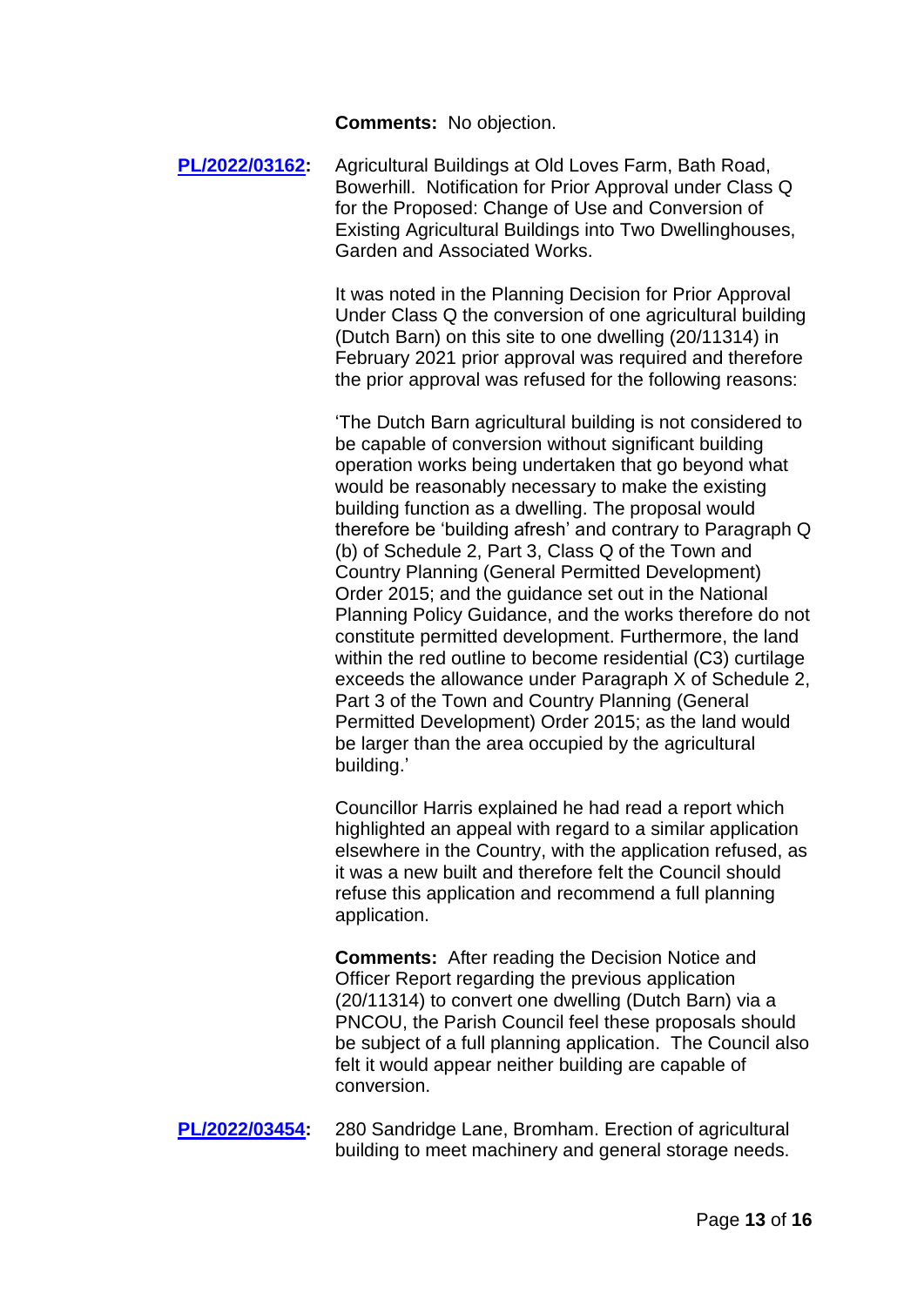**Comments:** No objection.

**[PL/2022/03162](PL/2022/03162):** Agricultural Buildings at Old Loves Farm, Bath Road, Bowerhill. Notification for Prior Approval under Class Q for the Proposed: Change of Use and Conversion of Existing Agricultural Buildings into Two Dwellinghouses, Garden and Associated Works.

It was noted in the Planning Decision for Prior Approval Under Class Q the conversion of one agricultural building (Dutch Barn) on this site to one dwelling (20/11314) in February 2021 prior approval was required and therefore the prior approval was refused for the following reasons:

'The Dutch Barn agricultural building is not considered to be capable of conversion without significant building operation works being undertaken that go beyond what would be reasonably necessary to make the existing building function as a dwelling. The proposal would therefore be 'building afresh' and contrary to Paragraph Q (b) of Schedule 2, Part 3, Class Q of the Town and Country Planning (General Permitted Development) Order 2015; and the guidance set out in the National Planning Policy Guidance, and the works therefore do not constitute permitted development. Furthermore, the land within the red outline to become residential (C3) curtilage exceeds the allowance under Paragraph X of Schedule 2, Part 3 of the Town and Country Planning (General Permitted Development) Order 2015; as the land would be larger than the area occupied by the agricultural building.'

Councillor Harris explained he had read a report which highlighted an appeal with regard to a similar application elsewhere in the Country, with the application refused, as it was a new built and therefore felt the Council should refuse this application and recommend a full planning application.

**Comments:** After reading the Decision Notice and Officer Report regarding the previous application (20/11314) to convert one dwelling (Dutch Barn) via a PNCOU, the Parish Council feel these proposals should be subject of a full planning application. The Council also felt it would appear neither building are capable of conversion.

**[PL/2022/03454](PL/2022/03454):** 280 Sandridge Lane, Bromham. Erection of agricultural building to meet machinery and general storage needs.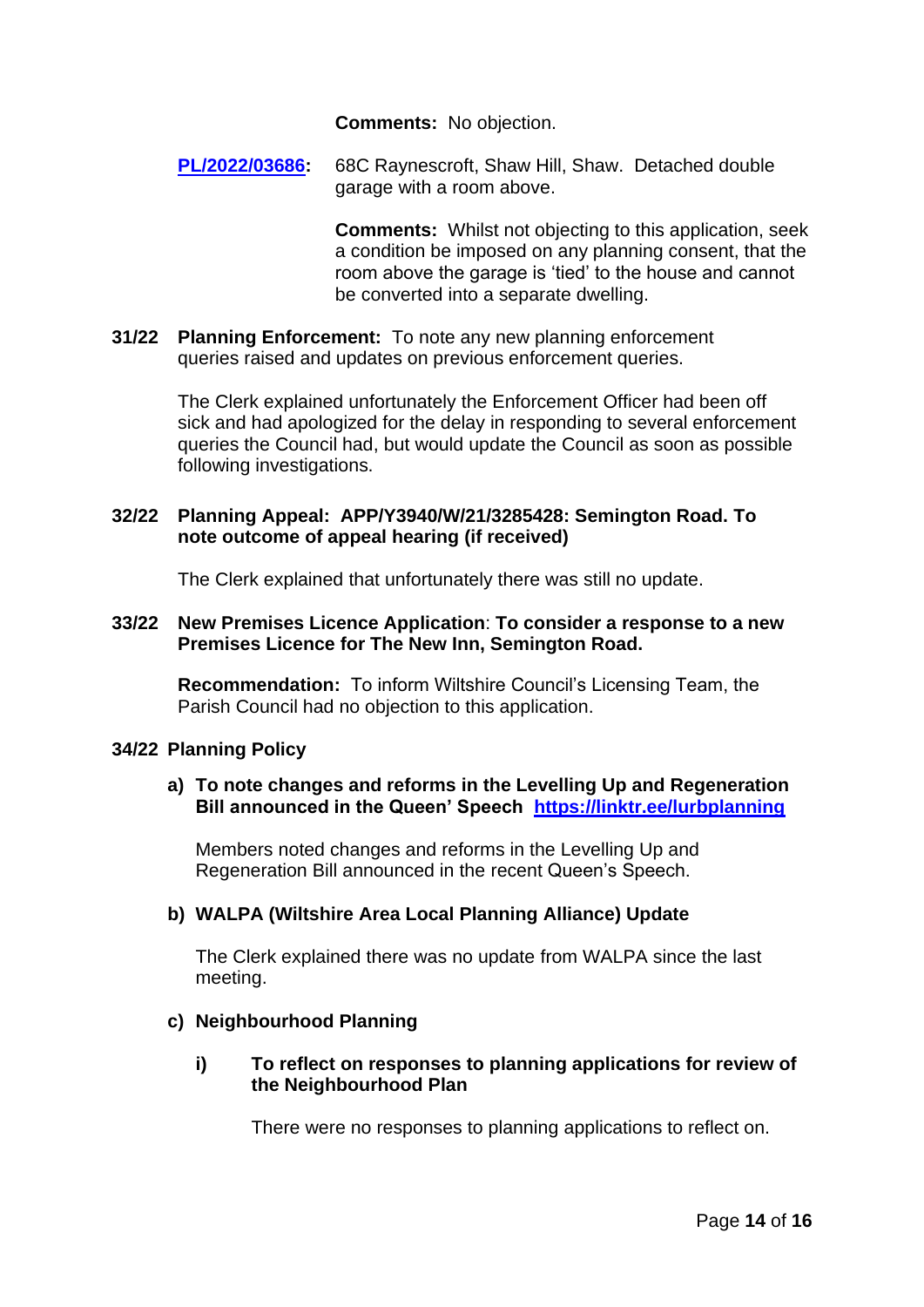**Comments:** No objection.

**[PL/2022/03686](PL/2022/03686):** 68C Raynescroft, Shaw Hill, Shaw. Detached double garage with a room above.

**Comments:** Whilst not objecting to this application, seek a condition be imposed on any planning consent, that the room above the garage is 'tied' to the house and cannot be converted into a separate dwelling.

**31/22 Planning Enforcement:** To note any new planning enforcement queries raised and updates on previous enforcement queries.

The Clerk explained unfortunately the Enforcement Officer had been off sick and had apologized for the delay in responding to several enforcement queries the Council had, but would update the Council as soon as possible following investigations.

**32/22 Planning Appeal: APP/Y3940/W/21/3285428: Semington Road. To note outcome of appeal hearing (if received)**

The Clerk explained that unfortunately there was still no update.

**33/22 New Premises Licence Application**: **To consider a response to a new Premises Licence for The New Inn, Semington Road.**

**Recommendation:** To inform Wiltshire Council's Licensing Team, the Parish Council had no objection to this application.

**34/22 Planning Policy**

**a) To note changes and reforms in the Levelling Up and Regeneration Bill announced in the Queen' Speech [https://linktr.ee/lurbplanning](https://linktr.ee/lurbplanning)**

Members noted changes and reforms in the Levelling Up and Regeneration Bill announced in the recent Queen's Speech.

**b) WALPA (Wiltshire Area Local Planning Alliance) Update**

The Clerk explained there was no update from WALPA since the last meeting.

**c) Neighbourhood Planning**

**i) To reflect on responses to planning applications for review of the Neighbourhood Plan**

There were no responses to planning applications to reflect on.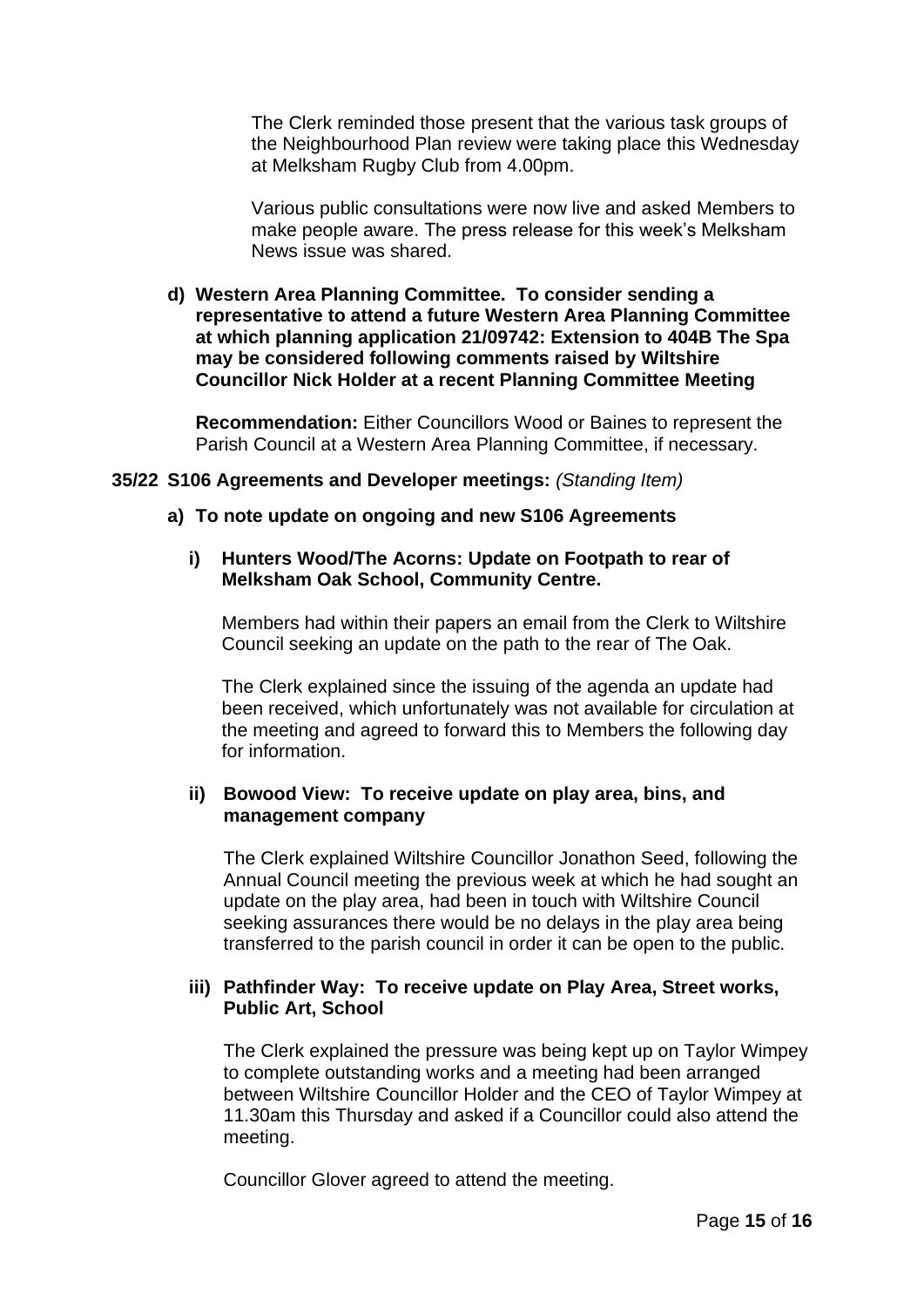The Clerk reminded those present that the various task groups of the Neighbourhood Plan review were taking place this Wednesday at Melksham Rugby Club from 4.00pm.

Various public consultations were now live and asked Members to make people aware. The press release for this week's Melksham News issue was shared.

**d) Western Area Planning Committee. To consider sending a representative to attend a future Western Area Planning Committee at which planning application 21/09742: Extension to 404B The Spa may be considered following comments raised by Wiltshire Councillor Nick Holder at a recent Planning Committee Meeting**

**Recommendation:** Either Councillors Wood or Baines to represent the Parish Council at a Western Area Planning Committee, if necessary.

**35/22 S106 Agreements and Developer meetings:** *(Standing Item)*

**a) To note update on ongoing and new S106 Agreements**

**i) Hunters Wood/The Acorns: Update on Footpath to rear of Melksham Oak School, Community Centre.**

Members had within their papers an email from the Clerk to Wiltshire Council seeking an update on the path to the rear of The Oak.

The Clerk explained since the issuing of the agenda an update had been received, which unfortunately was not available for circulation at the meeting and agreed to forward this to Members the following day for information.

**ii) Bowood View: To receive update on play area, bins, and management company**

The Clerk explained Wiltshire Councillor Jonathon Seed, following the Annual Council meeting the previous week at which he had sought an update on the play area, had been in touch with Wiltshire Council seeking assurances there would be no delays in the play area being transferred to the parish council in order it can be open to the public.

**iii) Pathfinder Way: To receive update on Play Area, Street works, Public Art, School**

The Clerk explained the pressure was being kept up on Taylor Wimpey to complete outstanding works and a meeting had been arranged between Wiltshire Councillor Holder and the CEO of Taylor Wimpey at 11.30am this Thursday and asked if a Councillor could also attend the meeting.

Councillor Glover agreed to attend the meeting.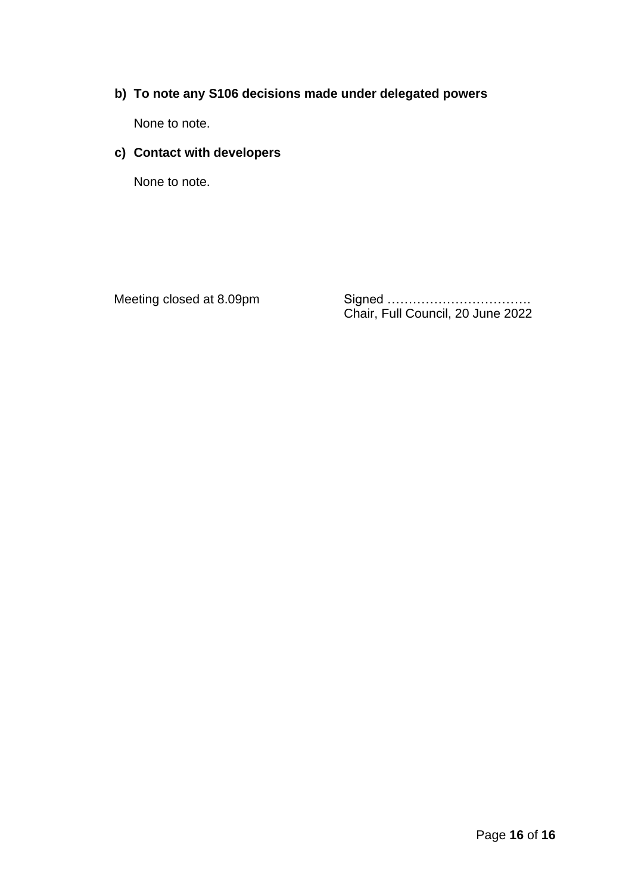**b) To note any S106 decisions made under delegated powers**

None to note.

**c) Contact with developers**

None to note.

Meeting closed at 8.09pm

Signed …………………………….
Chair, Full Council, 20 June 2022